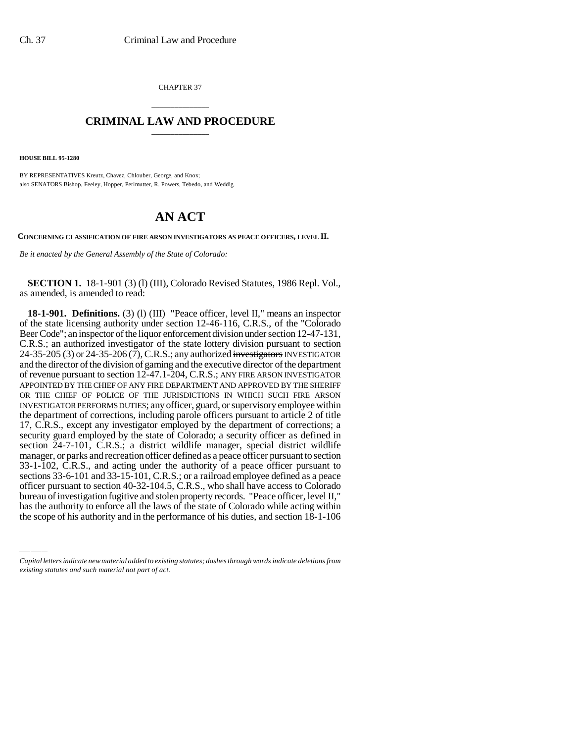CHAPTER 37

# CRIMINAL LAW AND PROCEDURE

**HOUSE BILL 95-1280**

BY REPRESENTATIVES Kreutz, Chavez, Chlouber, George, and Knox;
also SENATORS Bishop, Feeley, Hopper, Perlmutter, R. Powers, Tebedo, and Weddig.

# AN ACT

**CONCERNING CLASSIFICATION OF FIRE ARSON INVESTIGATORS AS PEACE OFFICERS, LEVEL II.**

*Be it enacted by the General Assembly of the State of Colorado:*

**SECTION 1.** 18-1-901 (3) (l) (III), Colorado Revised Statutes, 1986 Repl. Vol., as amended, is amended to read:

**18-1-901. Definitions.** (3) (l) (III) "Peace officer, level II," means an inspector of the state licensing authority under section 12-46-116, C.R.S., of the "Colorado Beer Code"; an inspector of the liquor enforcement division under section 12-47-131, C.R.S.; an authorized investigator of the state lottery division pursuant to section 24-35-205 (3) or 24-35-206 (7), C.R.S.; any authorized ~~investigators~~ INVESTIGATOR and the director of the division of gaming and the executive director of the department of revenue pursuant to section 12-47.1-204, C.R.S.; ANY FIRE ARSON INVESTIGATOR APPOINTED BY THE CHIEF OF ANY FIRE DEPARTMENT AND APPROVED BY THE SHERIFF OR THE CHIEF OF POLICE OF THE JURISDICTIONS IN WHICH SUCH FIRE ARSON INVESTIGATOR PERFORMS DUTIES; any officer, guard, or supervisory employee within the department of corrections, including parole officers pursuant to article 2 of title 17, C.R.S., except any investigator employed by the department of corrections; a security guard employed by the state of Colorado; a security officer as defined in section 24-7-101, C.R.S.; a district wildlife manager, special district wildlife manager, or parks and recreation officer defined as a peace officer pursuant to section 33-1-102, C.R.S., and acting under the authority of a peace officer pursuant to sections 33-6-101 and 33-15-101, C.R.S.; or a railroad employee defined as a peace officer pursuant to section 40-32-104.5, C.R.S., who shall have access to Colorado bureau of investigation fugitive and stolen property records. "Peace officer, level II," has the authority to enforce all the laws of the state of Colorado while acting within the scope of his authority and in the performance of his duties, and section 18-1-106

*Capital letters indicate new material added to existing statutes; dashes through words indicate deletions from existing statutes and such material not part of act.*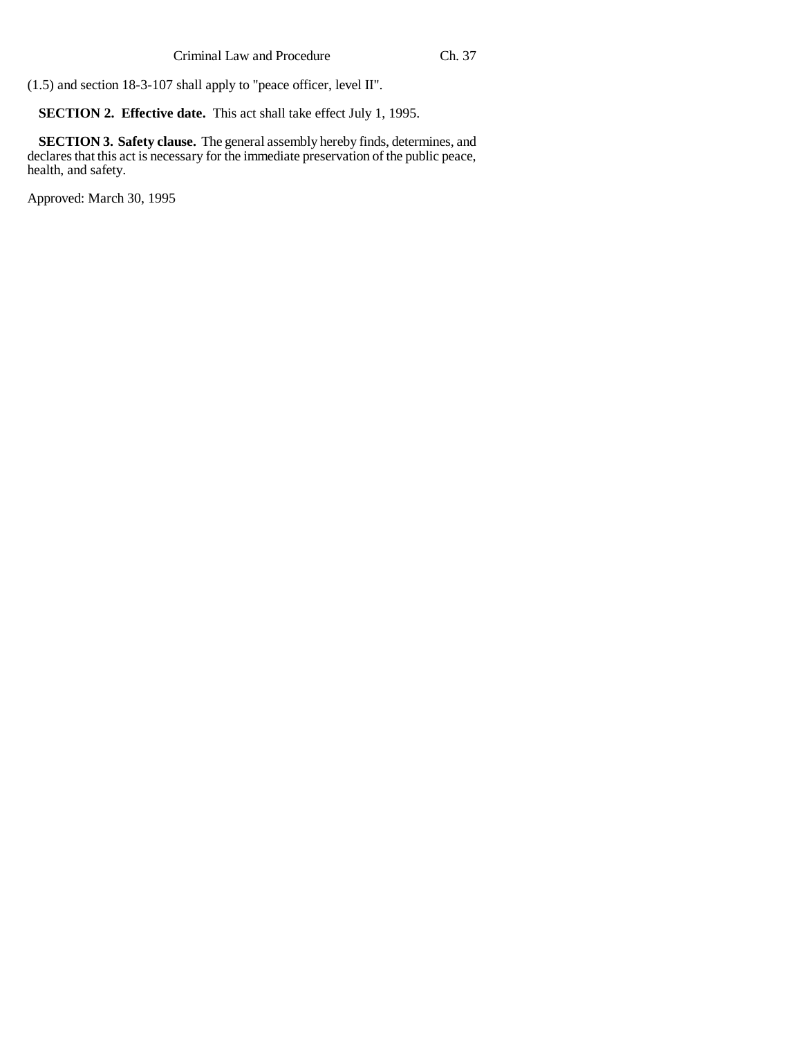(1.5) and section 18-3-107 shall apply to "peace officer, level II".

**SECTION 2. Effective date.** This act shall take effect July 1, 1995.

**SECTION 3. Safety clause.** The general assembly hereby finds, determines, and declares that this act is necessary for the immediate preservation of the public peace, health, and safety.

Approved: March 30, 1995